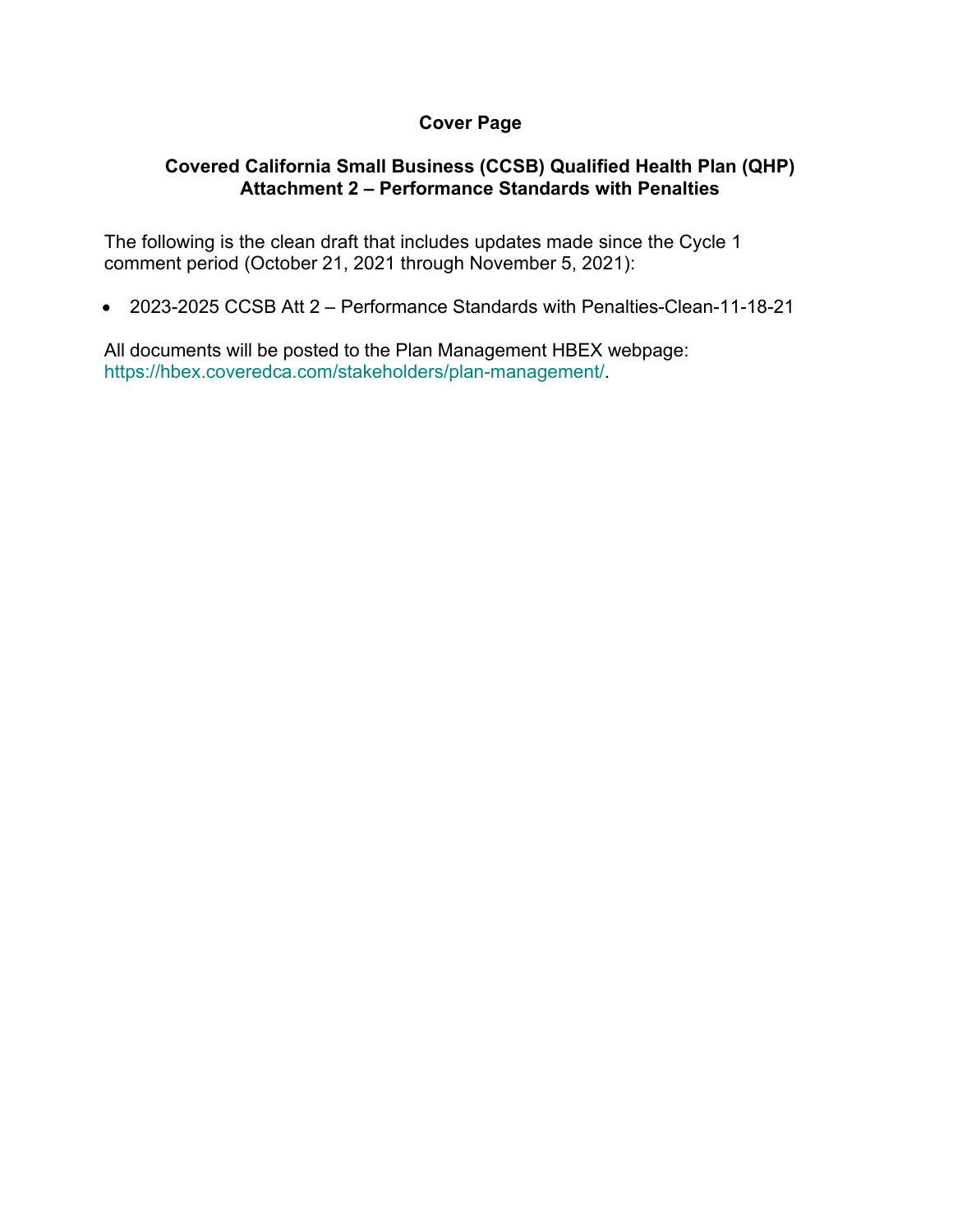# Cover Page

## Covered California Small Business (CCSB) Qualified Health Plan (QHP) Attachment 2 – Performance Standards with Penalties

The following is the clean draft that includes updates made since the Cycle 1 comment period (October 21, 2021 through November 5, 2021):

- 2023-2025 CCSB Att 2 – Performance Standards with Penalties-Clean-11-18-21

All documents will be posted to the Plan Management HBEX webpage: https://hbex.coveredca.com/stakeholders/plan-management/.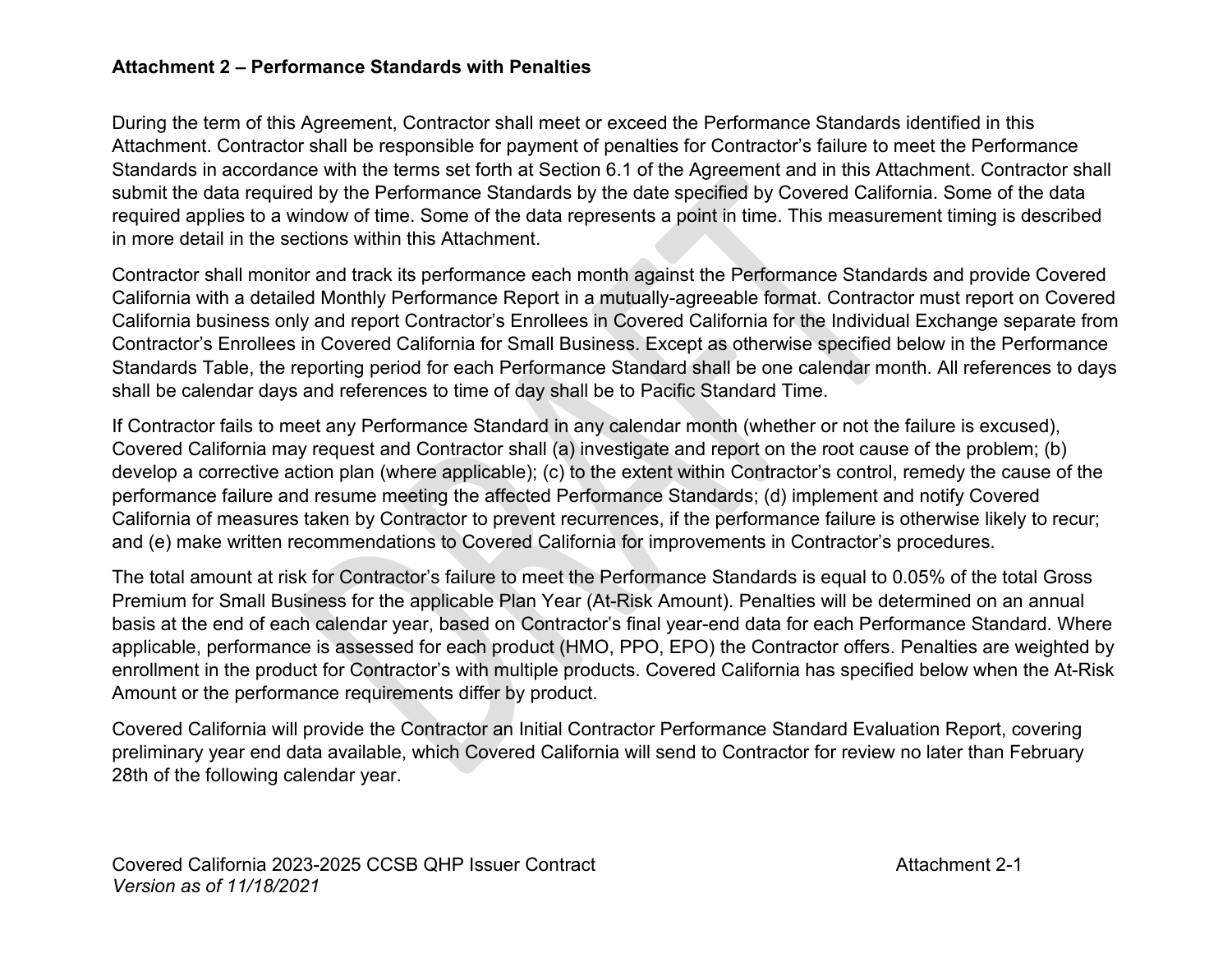**Attachment 2 – Performance Standards with Penalties**

During the term of this Agreement, Contractor shall meet or exceed the Performance Standards identified in this Attachment. Contractor shall be responsible for payment of penalties for Contractor's failure to meet the Performance Standards in accordance with the terms set forth at Section 6.1 of the Agreement and in this Attachment. Contractor shall submit the data required by the Performance Standards by the date specified by Covered California. Some of the data required applies to a window of time. Some of the data represents a point in time. This measurement timing is described in more detail in the sections within this Attachment.

Contractor shall monitor and track its performance each month against the Performance Standards and provide Covered California with a detailed Monthly Performance Report in a mutually-agreeable format. Contractor must report on Covered California business only and report Contractor's Enrollees in Covered California for the Individual Exchange separate from Contractor's Enrollees in Covered California for Small Business. Except as otherwise specified below in the Performance Standards Table, the reporting period for each Performance Standard shall be one calendar month. All references to days shall be calendar days and references to time of day shall be to Pacific Standard Time.

If Contractor fails to meet any Performance Standard in any calendar month (whether or not the failure is excused), Covered California may request and Contractor shall (a) investigate and report on the root cause of the problem; (b) develop a corrective action plan (where applicable); (c) to the extent within Contractor's control, remedy the cause of the performance failure and resume meeting the affected Performance Standards; (d) implement and notify Covered California of measures taken by Contractor to prevent recurrences, if the performance failure is otherwise likely to recur; and (e) make written recommendations to Covered California for improvements in Contractor's procedures.

The total amount at risk for Contractor's failure to meet the Performance Standards is equal to 0.05% of the total Gross Premium for Small Business for the applicable Plan Year (At-Risk Amount). Penalties will be determined on an annual basis at the end of each calendar year, based on Contractor's final year-end data for each Performance Standard. Where applicable, performance is assessed for each product (HMO, PPO, EPO) the Contractor offers. Penalties are weighted by enrollment in the product for Contractor's with multiple products. Covered California has specified below when the At-Risk Amount or the performance requirements differ by product.

Covered California will provide the Contractor an Initial Contractor Performance Standard Evaluation Report, covering preliminary year end data available, which Covered California will send to Contractor for review no later than February 28th of the following calendar year.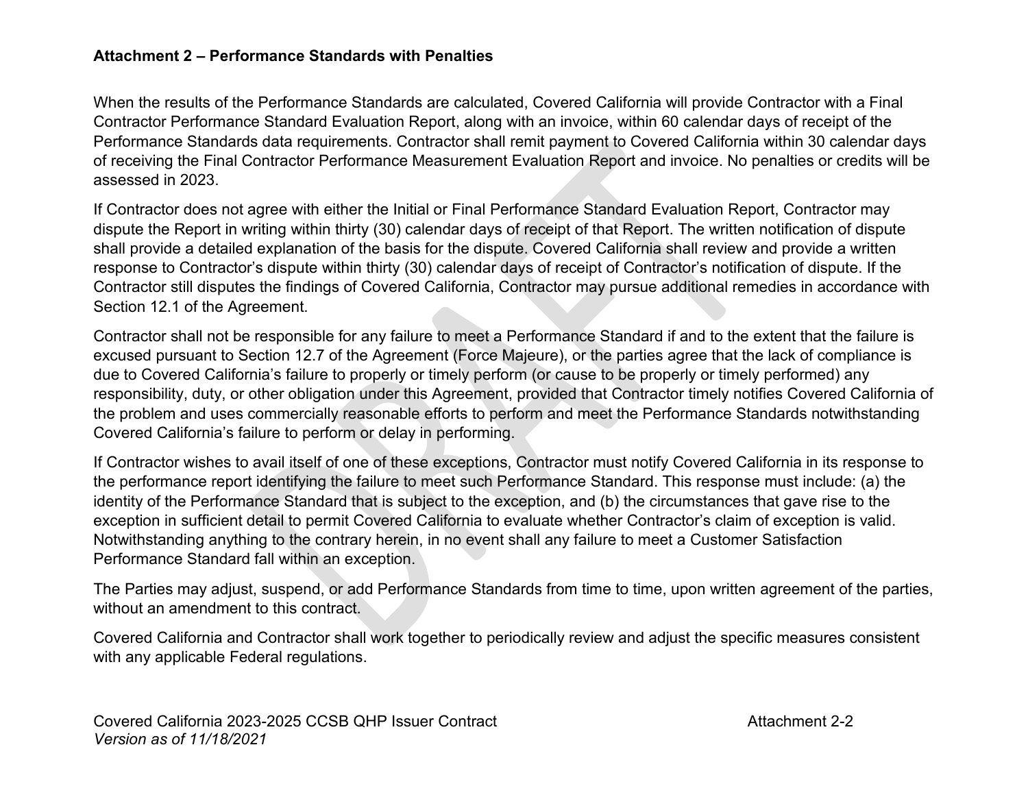**Attachment 2 – Performance Standards with Penalties**

When the results of the Performance Standards are calculated, Covered California will provide Contractor with a Final Contractor Performance Standard Evaluation Report, along with an invoice, within 60 calendar days of receipt of the Performance Standards data requirements. Contractor shall remit payment to Covered California within 30 calendar days of receiving the Final Contractor Performance Measurement Evaluation Report and invoice. No penalties or credits will be assessed in 2023.

If Contractor does not agree with either the Initial or Final Performance Standard Evaluation Report, Contractor may dispute the Report in writing within thirty (30) calendar days of receipt of that Report. The written notification of dispute shall provide a detailed explanation of the basis for the dispute. Covered California shall review and provide a written response to Contractor's dispute within thirty (30) calendar days of receipt of Contractor's notification of dispute. If the Contractor still disputes the findings of Covered California, Contractor may pursue additional remedies in accordance with Section 12.1 of the Agreement.

Contractor shall not be responsible for any failure to meet a Performance Standard if and to the extent that the failure is excused pursuant to Section 12.7 of the Agreement (Force Majeure), or the parties agree that the lack of compliance is due to Covered California's failure to properly or timely perform (or cause to be properly or timely performed) any responsibility, duty, or other obligation under this Agreement, provided that Contractor timely notifies Covered California of the problem and uses commercially reasonable efforts to perform and meet the Performance Standards notwithstanding Covered California's failure to perform or delay in performing.

If Contractor wishes to avail itself of one of these exceptions, Contractor must notify Covered California in its response to the performance report identifying the failure to meet such Performance Standard. This response must include: (a) the identity of the Performance Standard that is subject to the exception, and (b) the circumstances that gave rise to the exception in sufficient detail to permit Covered California to evaluate whether Contractor's claim of exception is valid. Notwithstanding anything to the contrary herein, in no event shall any failure to meet a Customer Satisfaction Performance Standard fall within an exception.

The Parties may adjust, suspend, or add Performance Standards from time to time, upon written agreement of the parties, without an amendment to this contract.

Covered California and Contractor shall work together to periodically review and adjust the specific measures consistent with any applicable Federal regulations.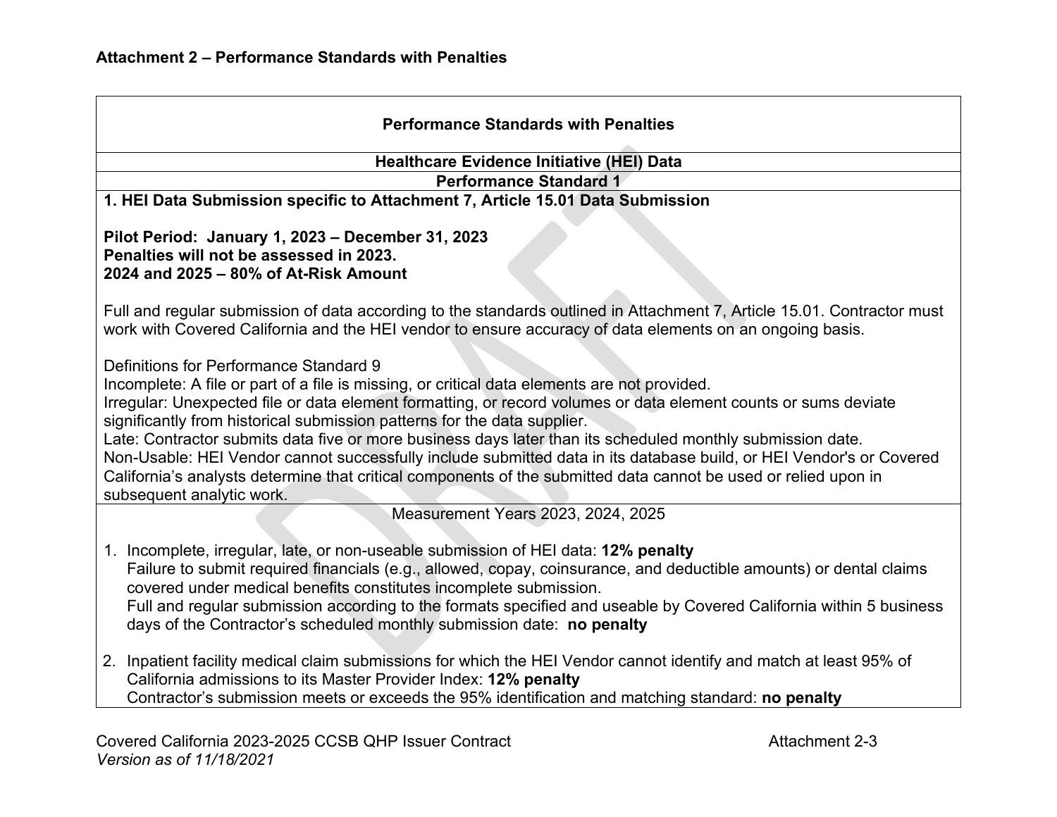**Attachment 2 – Performance Standards with Penalties**

| Performance Standards with Penalties |
|---|
| **Healthcare Evidence Initiative (HEI) Data** |
| **Performance Standard 1** |
| **1. HEI Data Submission specific to Attachment 7, Article 15.01 Data Submission**<br><br>**Pilot Period: January 1, 2023 – December 31, 2023**<br>**Penalties will not be assessed in 2023.**<br>**2024 and 2025 – 80% of At-Risk Amount**<br><br>Full and regular submission of data according to the standards outlined in Attachment 7, Article 15.01. Contractor must work with Covered California and the HEI vendor to ensure accuracy of data elements on an ongoing basis.<br><br>Definitions for Performance Standard 9<br>Incomplete: A file or part of a file is missing, or critical data elements are not provided.<br>Irregular: Unexpected file or data element formatting, or record volumes or data element counts or sums deviate significantly from historical submission patterns for the data supplier.<br>Late: Contractor submits data five or more business days later than its scheduled monthly submission date.<br>Non-Usable: HEI Vendor cannot successfully include submitted data in its database build, or HEI Vendor's or Covered California's analysts determine that critical components of the submitted data cannot be used or relied upon in subsequent analytic work. |
| Measurement Years 2023, 2024, 2025<br><br>1. Incomplete, irregular, late, or non-useable submission of HEI data: **12% penalty**<br>Failure to submit required financials (e.g., allowed, copay, coinsurance, and deductible amounts) or dental claims covered under medical benefits constitutes incomplete submission.<br>Full and regular submission according to the formats specified and useable by Covered California within 5 business days of the Contractor's scheduled monthly submission date: **no penalty**<br><br>2. Inpatient facility medical claim submissions for which the HEI Vendor cannot identify and match at least 95% of California admissions to its Master Provider Index: **12% penalty**<br>Contractor's submission meets or exceeds the 95% identification and matching standard: **no penalty** |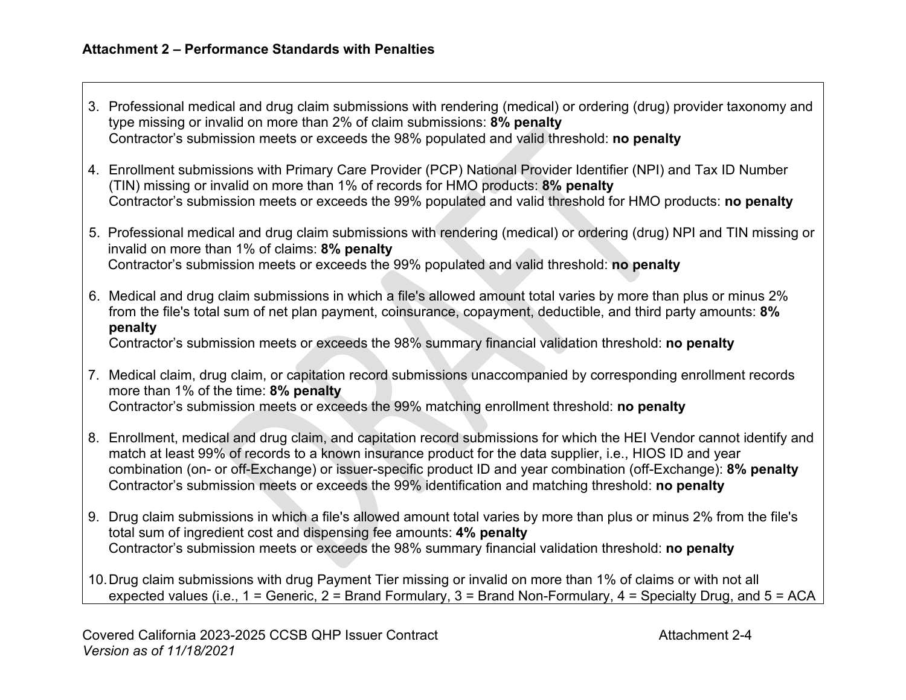**Attachment 2 – Performance Standards with Penalties**

3. Professional medical and drug claim submissions with rendering (medical) or ordering (drug) provider taxonomy and type missing or invalid on more than 2% of claim submissions: **8% penalty**
   Contractor's submission meets or exceeds the 98% populated and valid threshold: **no penalty**

4. Enrollment submissions with Primary Care Provider (PCP) National Provider Identifier (NPI) and Tax ID Number (TIN) missing or invalid on more than 1% of records for HMO products: **8% penalty**
   Contractor's submission meets or exceeds the 99% populated and valid threshold for HMO products: **no penalty**

5. Professional medical and drug claim submissions with rendering (medical) or ordering (drug) NPI and TIN missing or invalid on more than 1% of claims: **8% penalty**
   Contractor's submission meets or exceeds the 99% populated and valid threshold: **no penalty**

6. Medical and drug claim submissions in which a file's allowed amount total varies by more than plus or minus 2% from the file's total sum of net plan payment, coinsurance, copayment, deductible, and third party amounts: **8% penalty**
   Contractor's submission meets or exceeds the 98% summary financial validation threshold: **no penalty**

7. Medical claim, drug claim, or capitation record submissions unaccompanied by corresponding enrollment records more than 1% of the time: **8% penalty**
   Contractor's submission meets or exceeds the 99% matching enrollment threshold: **no penalty**

8. Enrollment, medical and drug claim, and capitation record submissions for which the HEI Vendor cannot identify and match at least 99% of records to a known insurance product for the data supplier, i.e., HIOS ID and year combination (on- or off-Exchange) or issuer-specific product ID and year combination (off-Exchange): **8% penalty**
   Contractor's submission meets or exceeds the 99% identification and matching threshold: **no penalty**

9. Drug claim submissions in which a file's allowed amount total varies by more than plus or minus 2% from the file's total sum of ingredient cost and dispensing fee amounts: **4% penalty**
   Contractor's submission meets or exceeds the 98% summary financial validation threshold: **no penalty**

10. Drug claim submissions with drug Payment Tier missing or invalid on more than 1% of claims or with not all expected values (i.e., 1 = Generic, 2 = Brand Formulary, 3 = Brand Non-Formulary, 4 = Specialty Drug, and 5 = ACA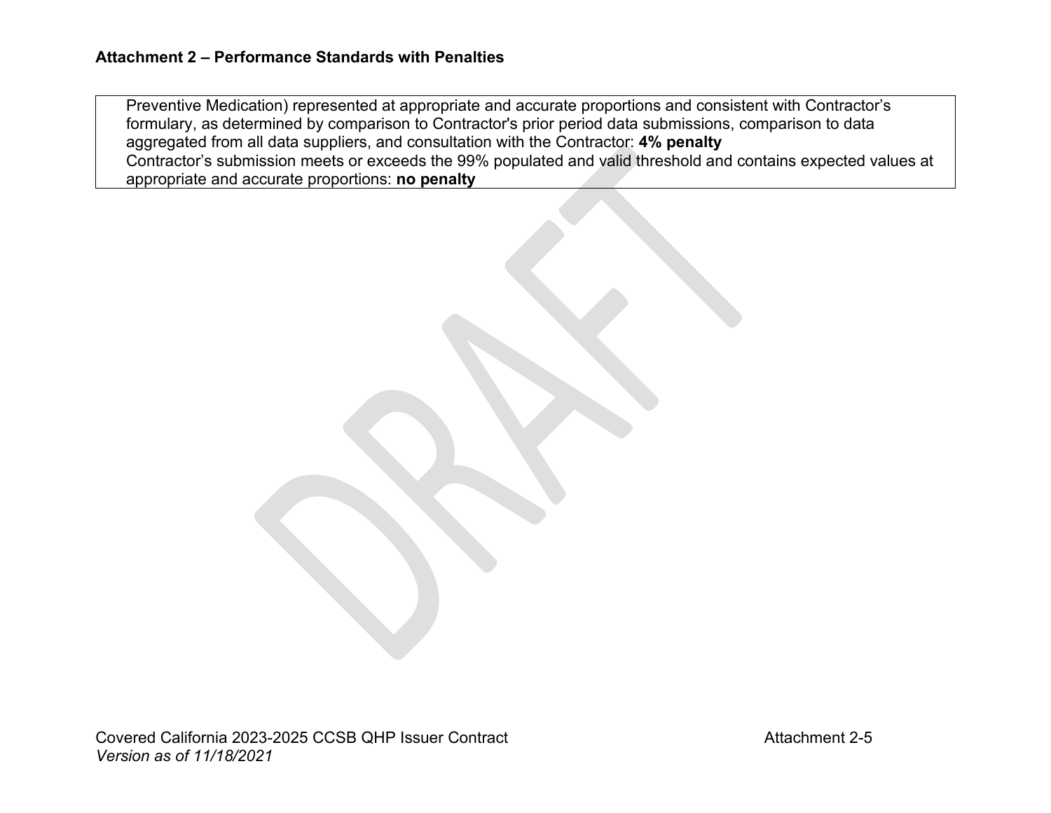**Attachment 2 – Performance Standards with Penalties**

| Preventive Medication) represented at appropriate and accurate proportions and consistent with Contractor's formulary, as determined by comparison to Contractor's prior period data submissions, comparison to data aggregated from all data suppliers, and consultation with the Contractor: **4% penalty**<br>Contractor's submission meets or exceeds the 99% populated and valid threshold and contains expected values at appropriate and accurate proportions: **no penalty** |
|---|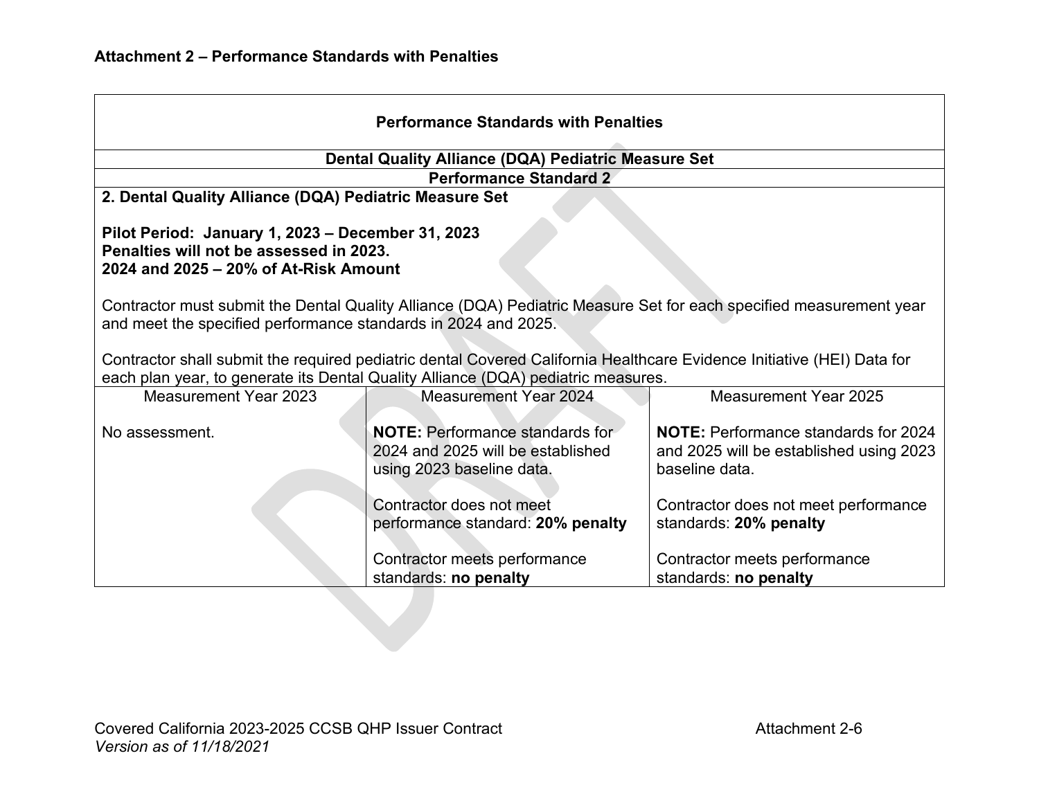**Attachment 2 – Performance Standards with Penalties**

**Performance Standards with Penalties**

**Dental Quality Alliance (DQA) Pediatric Measure Set**

**Performance Standard 2**

**2. Dental Quality Alliance (DQA) Pediatric Measure Set**

**Pilot Period: January 1, 2023 – December 31, 2023**
**Penalties will not be assessed in 2023.**
**2024 and 2025 – 20% of At-Risk Amount**

Contractor must submit the Dental Quality Alliance (DQA) Pediatric Measure Set for each specified measurement year and meet the specified performance standards in 2024 and 2025.

Contractor shall submit the required pediatric dental Covered California Healthcare Evidence Initiative (HEI) Data for each plan year, to generate its Dental Quality Alliance (DQA) pediatric measures.

| Measurement Year 2023 | Measurement Year 2024 | Measurement Year 2025 |
|---|---|---|
| No assessment. | **NOTE:** Performance standards for 2024 and 2025 will be established using 2023 baseline data.<br><br>Contractor does not meet performance standard: **20% penalty**<br><br>Contractor meets performance standards: **no penalty** | **NOTE:** Performance standards for 2024 and 2025 will be established using 2023 baseline data.<br><br>Contractor does not meet performance standards: **20% penalty**<br><br>Contractor meets performance standards: **no penalty** |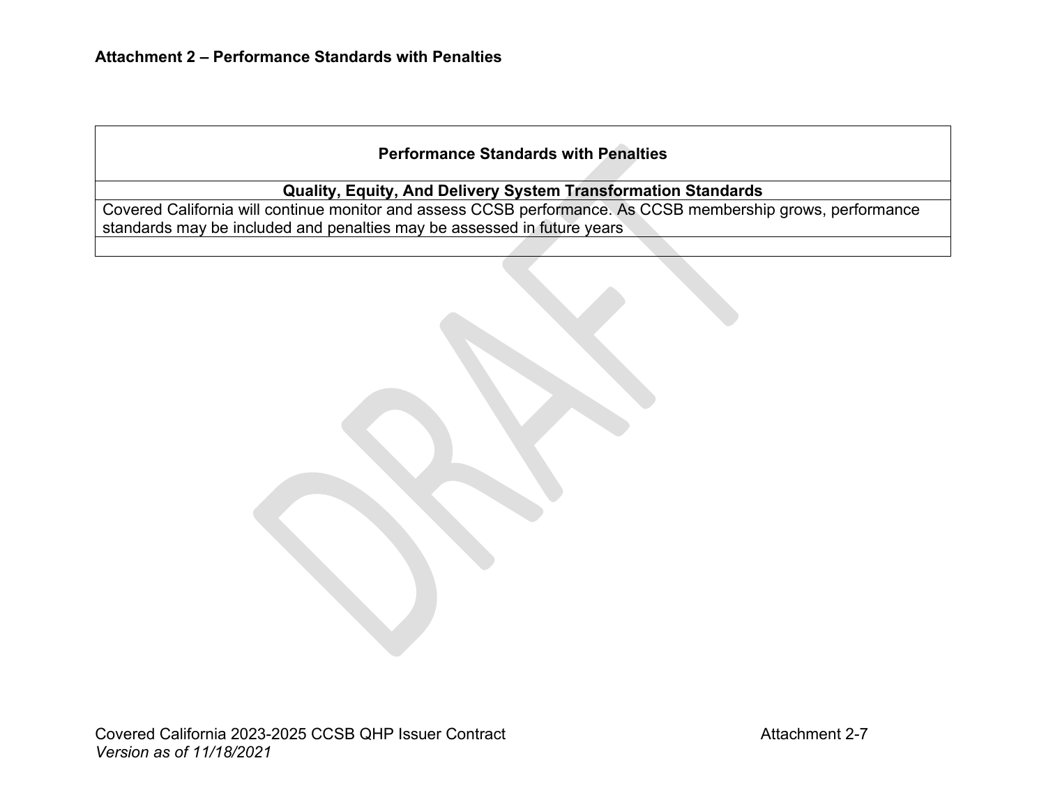**Attachment 2 – Performance Standards with Penalties**

| Performance Standards with Penalties |
|---|
| **Quality, Equity, And Delivery System Transformation Standards** |
| Covered California will continue monitor and assess CCSB performance. As CCSB membership grows, performance standards may be included and penalties may be assessed in future years |
| |